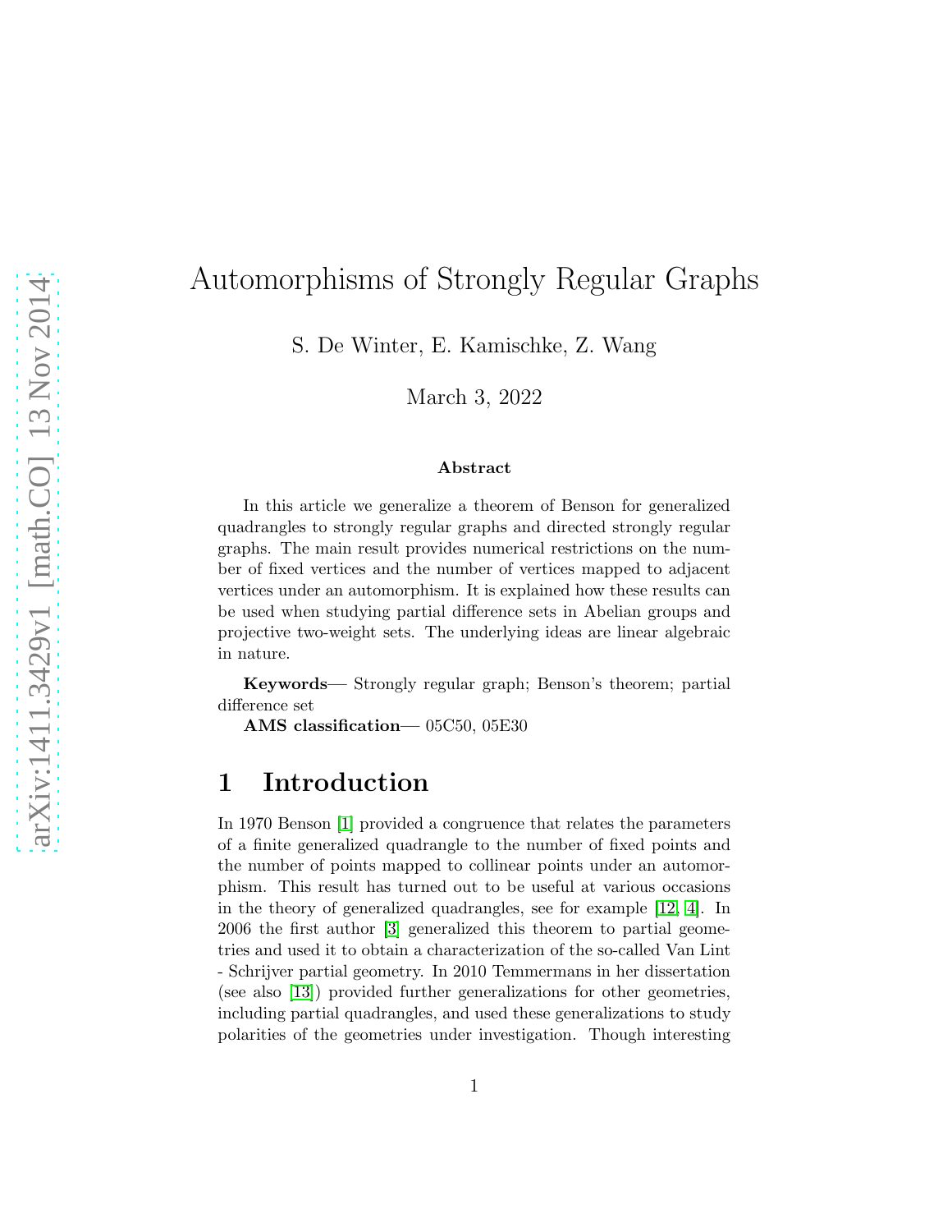# Automorphisms of Strongly Regular Graphs

S. De Winter, E. Kamischke, Z. Wang

March 3, 2022

**Abstract**

In this article we generalize a theorem of Benson for generalized quadrangles to strongly regular graphs and directed strongly regular graphs. The main result provides numerical restrictions on the number of fixed vertices and the number of vertices mapped to adjacent vertices under an automorphism. It is explained how these results can be used when studying partial difference sets in Abelian groups and projective two-weight sets. The underlying ideas are linear algebraic in nature.

**Keywords**— Strongly regular graph; Benson's theorem; partial difference set

**AMS classification**— 05C50, 05E30

## 1 Introduction

In 1970 Benson [1] provided a congruence that relates the parameters of a finite generalized quadrangle to the number of fixed points and the number of points mapped to collinear points under an automorphism. This result has turned out to be useful at various occasions in the theory of generalized quadrangles, see for example [12, 4]. In 2006 the first author [3] generalized this theorem to partial geometries and used it to obtain a characterization of the so-called Van Lint - Schrijver partial geometry. In 2010 Temmermans in her dissertation (see also [13]) provided further generalizations for other geometries, including partial quadrangles, and used these generalizations to study polarities of the geometries under investigation. Though interesting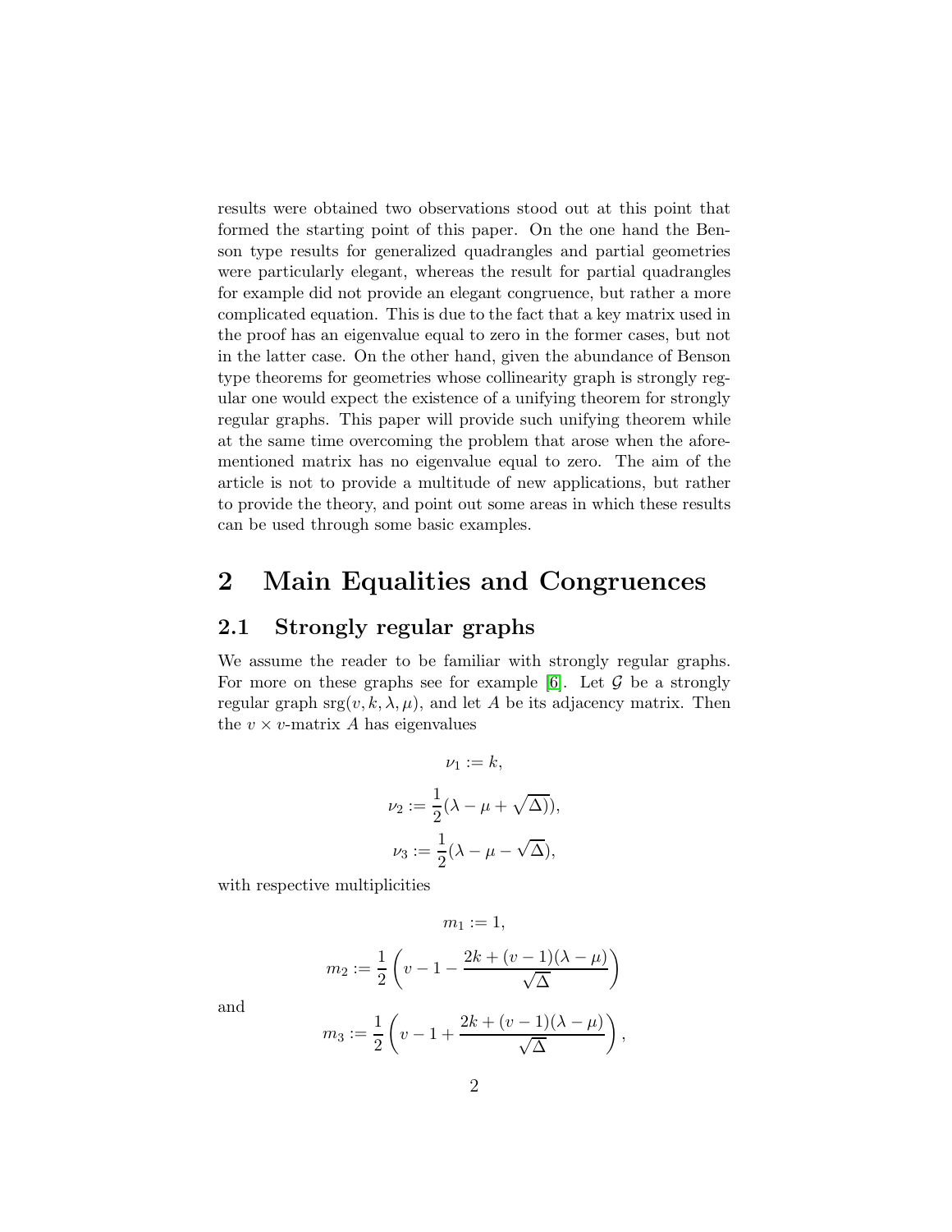results were obtained two observations stood out at this point that formed the starting point of this paper. On the one hand the Benson type results for generalized quadrangles and partial geometries were particularly elegant, whereas the result for partial quadrangles for example did not provide an elegant congruence, but rather a more complicated equation. This is due to the fact that a key matrix used in the proof has an eigenvalue equal to zero in the former cases, but not in the latter case. On the other hand, given the abundance of Benson type theorems for geometries whose collinearity graph is strongly regular one would expect the existence of a unifying theorem for strongly regular graphs. This paper will provide such unifying theorem while at the same time overcoming the problem that arose when the aforementioned matrix has no eigenvalue equal to zero. The aim of the article is not to provide a multitude of new applications, but rather to provide the theory, and point out some areas in which these results can be used through some basic examples.

# 2 Main Equalities and Congruences

## 2.1 Strongly regular graphs

We assume the reader to be familiar with strongly regular graphs. For more on these graphs see for example [6]. Let $\mathcal{G}$ be a strongly regular graph $\mathrm{srg}(v, k, \lambda, \mu)$, and let $A$ be its adjacency matrix. Then the $v \times v$-matrix $A$ has eigenvalues

$$\nu_1 := k,$$

$$\nu_2 := \frac{1}{2}(\lambda - \mu + \sqrt{\Delta})),$$

$$\nu_3 := \frac{1}{2}(\lambda - \mu - \sqrt{\Delta}),$$

with respective multiplicities

$$m_1 := 1,$$

$$m_2 := \frac{1}{2}\left(v - 1 - \frac{2k + (v-1)(\lambda - \mu)}{\sqrt{\Delta}}\right)$$

and

$$m_3 := \frac{1}{2}\left(v - 1 + \frac{2k + (v-1)(\lambda - \mu)}{\sqrt{\Delta}}\right),$$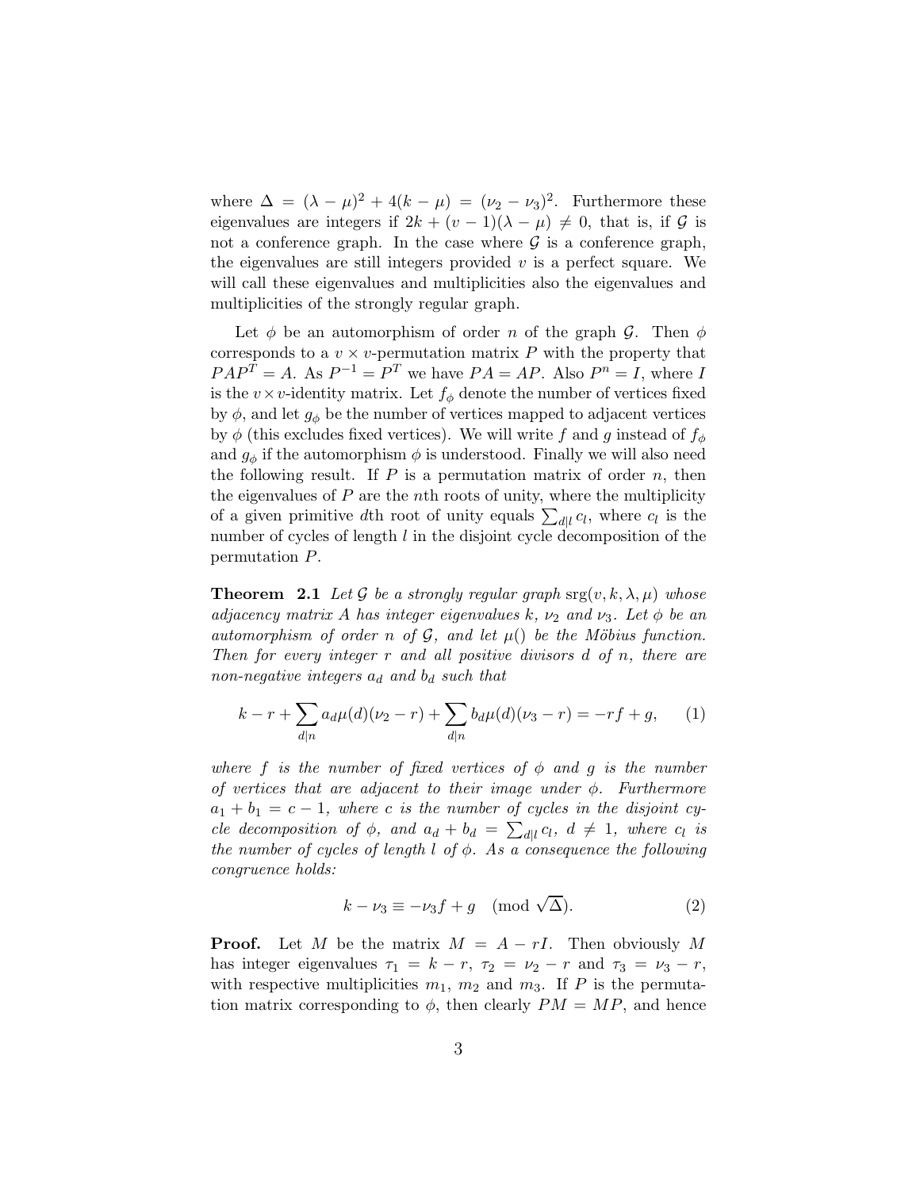where $\Delta = (\lambda - \mu)^2 + 4(k - \mu) = (\nu_2 - \nu_3)^2$. Furthermore these eigenvalues are integers if $2k + (v - 1)(\lambda - \mu) \neq 0$, that is, if $\mathcal{G}$ is not a conference graph. In the case where $\mathcal{G}$ is a conference graph, the eigenvalues are still integers provided $v$ is a perfect square. We will call these eigenvalues and multiplicities also the eigenvalues and multiplicities of the strongly regular graph.

Let $\phi$ be an automorphism of order $n$ of the graph $\mathcal{G}$. Then $\phi$ corresponds to a $v \times v$-permutation matrix $P$ with the property that $PAP^T = A$. As $P^{-1} = P^T$ we have $PA = AP$. Also $P^n = I$, where $I$ is the $v \times v$-identity matrix. Let $f_\phi$ denote the number of vertices fixed by $\phi$, and let $g_\phi$ be the number of vertices mapped to adjacent vertices by $\phi$ (this excludes fixed vertices). We will write $f$ and $g$ instead of $f_\phi$ and $g_\phi$ if the automorphism $\phi$ is understood. Finally we will also need the following result. If $P$ is a permutation matrix of order $n$, then the eigenvalues of $P$ are the $n$th roots of unity, where the multiplicity of a given primitive $d$th root of unity equals $\sum_{d|l} c_l$, where $c_l$ is the number of cycles of length $l$ in the disjoint cycle decomposition of the permutation $P$.

**Theorem 2.1** *Let $\mathcal{G}$ be a strongly regular graph* $\mathrm{srg}(v, k, \lambda, \mu)$ *whose adjacency matrix $A$ has integer eigenvalues $k$, $\nu_2$ and $\nu_3$. Let $\phi$ be an automorphism of order $n$ of $\mathcal{G}$, and let $\mu()$ be the Möbius function. Then for every integer $r$ and all positive divisors $d$ of $n$, there are non-negative integers $a_d$ and $b_d$ such that*

$$k - r + \sum_{d|n} a_d \mu(d)(\nu_2 - r) + \sum_{d|n} b_d \mu(d)(\nu_3 - r) = -rf + g, \qquad (1)$$

*where $f$ is the number of fixed vertices of $\phi$ and $g$ is the number of vertices that are adjacent to their image under $\phi$. Furthermore $a_1 + b_1 = c - 1$, where $c$ is the number of cycles in the disjoint cycle decomposition of $\phi$, and $a_d + b_d = \sum_{d|l} c_l$, $d \neq 1$, where $c_l$ is the number of cycles of length $l$ of $\phi$. As a consequence the following congruence holds:*

$$k - \nu_3 \equiv -\nu_3 f + g \pmod{\sqrt{\Delta}}. \qquad (2)$$

**Proof.** Let $M$ be the matrix $M = A - rI$. Then obviously $M$ has integer eigenvalues $\tau_1 = k - r$, $\tau_2 = \nu_2 - r$ and $\tau_3 = \nu_3 - r$, with respective multiplicities $m_1$, $m_2$ and $m_3$. If $P$ is the permutation matrix corresponding to $\phi$, then clearly $PM = MP$, and hence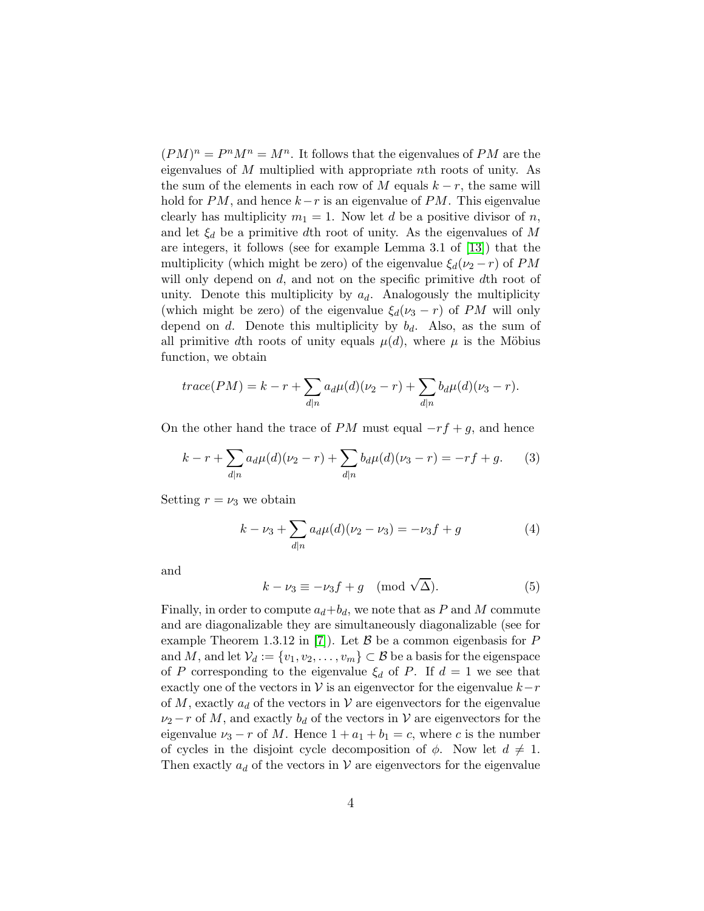$(PM)^n = P^n M^n = M^n$. It follows that the eigenvalues of $PM$ are the eigenvalues of $M$ multiplied with appropriate $n$th roots of unity. As the sum of the elements in each row of $M$ equals $k-r$, the same will hold for $PM$, and hence $k-r$ is an eigenvalue of $PM$. This eigenvalue clearly has multiplicity $m_1 = 1$. Now let $d$ be a positive divisor of $n$, and let $\xi_d$ be a primitive $d$th root of unity. As the eigenvalues of $M$ are integers, it follows (see for example Lemma 3.1 of [13]) that the multiplicity (which might be zero) of the eigenvalue $\xi_d(\nu_2 - r)$ of $PM$ will only depend on $d$, and not on the specific primitive $d$th root of unity. Denote this multiplicity by $a_d$. Analogously the multiplicity (which might be zero) of the eigenvalue $\xi_d(\nu_3 - r)$ of $PM$ will only depend on $d$. Denote this multiplicity by $b_d$. Also, as the sum of all primitive $d$th roots of unity equals $\mu(d)$, where $\mu$ is the Möbius function, we obtain

$$trace(PM) = k - r + \sum_{d|n} a_d \mu(d)(\nu_2 - r) + \sum_{d|n} b_d \mu(d)(\nu_3 - r).$$

On the other hand the trace of $PM$ must equal $-rf + g$, and hence

$$k - r + \sum_{d|n} a_d \mu(d)(\nu_2 - r) + \sum_{d|n} b_d \mu(d)(\nu_3 - r) = -rf + g. \qquad (3)$$

Setting $r = \nu_3$ we obtain

$$k - \nu_3 + \sum_{d|n} a_d \mu(d)(\nu_2 - \nu_3) = -\nu_3 f + g \qquad (4)$$

and

$$k - \nu_3 \equiv -\nu_3 f + g \pmod{\sqrt{\Delta}}. \qquad (5)$$

Finally, in order to compute $a_d + b_d$, we note that as $P$ and $M$ commute and are diagonalizable they are simultaneously diagonalizable (see for example Theorem 1.3.12 in [7]). Let $\mathcal{B}$ be a common eigenbasis for $P$ and $M$, and let $\mathcal{V}_d := \{v_1, v_2, \ldots, v_m\} \subset \mathcal{B}$ be a basis for the eigenspace of $P$ corresponding to the eigenvalue $\xi_d$ of $P$. If $d = 1$ we see that exactly one of the vectors in $\mathcal{V}$ is an eigenvector for the eigenvalue $k-r$ of $M$, exactly $a_d$ of the vectors in $\mathcal{V}$ are eigenvectors for the eigenvalue $\nu_2 - r$ of $M$, and exactly $b_d$ of the vectors in $\mathcal{V}$ are eigenvectors for the eigenvalue $\nu_3 - r$ of $M$. Hence $1 + a_1 + b_1 = c$, where $c$ is the number of cycles in the disjoint cycle decomposition of $\phi$. Now let $d \neq 1$. Then exactly $a_d$ of the vectors in $\mathcal{V}$ are eigenvectors for the eigenvalue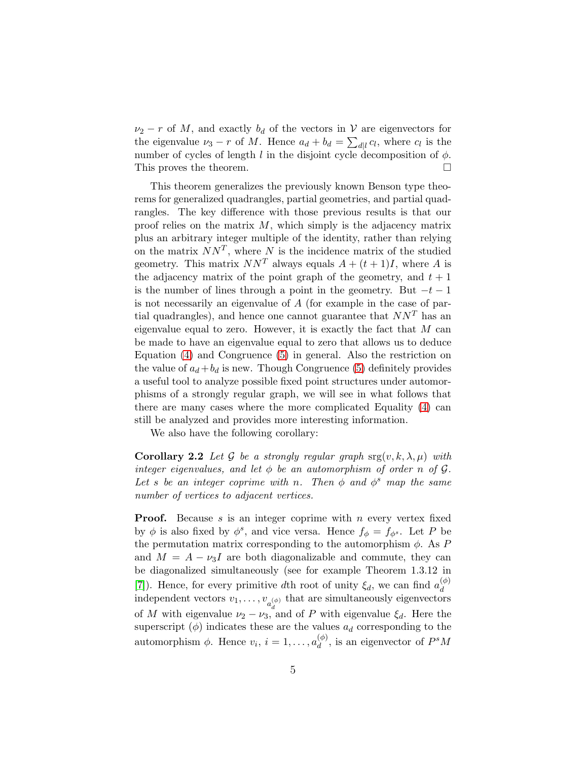$\nu_2 - r$ of $M$, and exactly $b_d$ of the vectors in $\mathcal{V}$ are eigenvectors for the eigenvalue $\nu_3 - r$ of $M$. Hence $a_d + b_d = \sum_{d|l} c_l$, where $c_l$ is the number of cycles of length $l$ in the disjoint cycle decomposition of $\phi$. This proves the theorem. $\square$

This theorem generalizes the previously known Benson type theorems for generalized quadrangles, partial geometries, and partial quadrangles. The key difference with those previous results is that our proof relies on the matrix $M$, which simply is the adjacency matrix plus an arbitrary integer multiple of the identity, rather than relying on the matrix $NN^T$, where $N$ is the incidence matrix of the studied geometry. This matrix $NN^T$ always equals $A + (t+1)I$, where $A$ is the adjacency matrix of the point graph of the geometry, and $t+1$ is the number of lines through a point in the geometry. But $-t-1$ is not necessarily an eigenvalue of $A$ (for example in the case of partial quadrangles), and hence one cannot guarantee that $NN^T$ has an eigenvalue equal to zero. However, it is exactly the fact that $M$ can be made to have an eigenvalue equal to zero that allows us to deduce Equation (4) and Congruence (5) in general. Also the restriction on the value of $a_d + b_d$ is new. Though Congruence (5) definitely provides a useful tool to analyze possible fixed point structures under automorphisms of a strongly regular graph, we will see in what follows that there are many cases where the more complicated Equality (4) can still be analyzed and provides more interesting information.

We also have the following corollary:

**Corollary 2.2** *Let $\mathcal{G}$ be a strongly regular graph* $\mathrm{srg}(v, k, \lambda, \mu)$ *with integer eigenvalues, and let $\phi$ be an automorphism of order $n$ of $\mathcal{G}$. Let $s$ be an integer coprime with $n$. Then $\phi$ and $\phi^s$ map the same number of vertices to adjacent vertices.*

**Proof.** Because $s$ is an integer coprime with $n$ every vertex fixed by $\phi$ is also fixed by $\phi^s$, and vice versa. Hence $f_\phi = f_{\phi^s}$. Let $P$ be the permutation matrix corresponding to the automorphism $\phi$. As $P$ and $M = A - \nu_3 I$ are both diagonalizable and commute, they can be diagonalized simultaneously (see for example Theorem 1.3.12 in [7]). Hence, for every primitive $d$th root of unity $\xi_d$, we can find $a_d^{(\phi)}$ independent vectors $v_1, \ldots, v_{a_d^{(\phi)}}$ that are simultaneously eigenvectors of $M$ with eigenvalue $\nu_2 - \nu_3$, and of $P$ with eigenvalue $\xi_d$. Here the superscript $(\phi)$ indicates these are the values $a_d$ corresponding to the automorphism $\phi$. Hence $v_i$, $i = 1, \ldots, a_d^{(\phi)}$, is an eigenvector of $P^s M$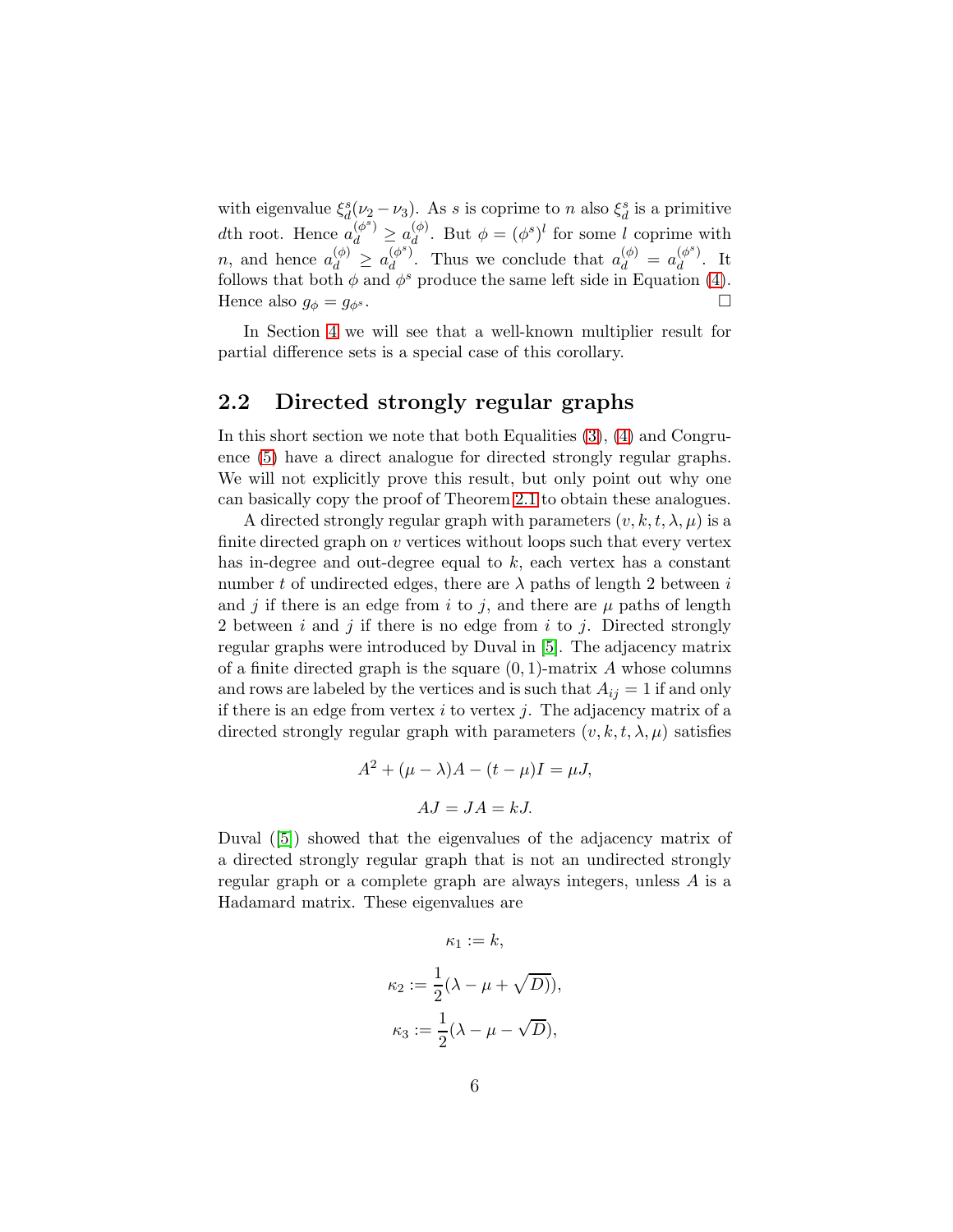with eigenvalue $\xi_d^s(\nu_2 - \nu_3)$. As $s$ is coprime to $n$ also $\xi_d^s$ is a primitive $d$th root. Hence $a_d^{(\phi^s)} \geq a_d^{(\phi)}$. But $\phi = (\phi^s)^l$ for some $l$ coprime with $n$, and hence $a_d^{(\phi)} \geq a_d^{(\phi^s)}$. Thus we conclude that $a_d^{(\phi)} = a_d^{(\phi^s)}$. It follows that both $\phi$ and $\phi^s$ produce the same left side in Equation (4). Hence also $g_\phi = g_{\phi^s}$. $\square$

In Section 4 we will see that a well-known multiplier result for partial difference sets is a special case of this corollary.

## 2.2 Directed strongly regular graphs

In this short section we note that both Equalities (3), (4) and Congruence (5) have a direct analogue for directed strongly regular graphs. We will not explicitly prove this result, but only point out why one can basically copy the proof of Theorem 2.1 to obtain these analogues.

A directed strongly regular graph with parameters $(v, k, t, \lambda, \mu)$ is a finite directed graph on $v$ vertices without loops such that every vertex has in-degree and out-degree equal to $k$, each vertex has a constant number $t$ of undirected edges, there are $\lambda$ paths of length 2 between $i$ and $j$ if there is an edge from $i$ to $j$, and there are $\mu$ paths of length 2 between $i$ and $j$ if there is no edge from $i$ to $j$. Directed strongly regular graphs were introduced by Duval in [5]. The adjacency matrix of a finite directed graph is the square $(0,1)$-matrix $A$ whose columns and rows are labeled by the vertices and is such that $A_{ij} = 1$ if and only if there is an edge from vertex $i$ to vertex $j$. The adjacency matrix of a directed strongly regular graph with parameters $(v, k, t, \lambda, \mu)$ satisfies

$$A^2 + (\mu - \lambda)A - (t - \mu)I = \mu J,$$

$$AJ = JA = kJ.$$

Duval ([5]) showed that the eigenvalues of the adjacency matrix of a directed strongly regular graph that is not an undirected strongly regular graph or a complete graph are always integers, unless $A$ is a Hadamard matrix. These eigenvalues are

$$\kappa_1 := k,$$

$$\kappa_2 := \frac{1}{2}(\lambda - \mu + \sqrt{D})),$$

$$\kappa_3 := \frac{1}{2}(\lambda - \mu - \sqrt{D}),$$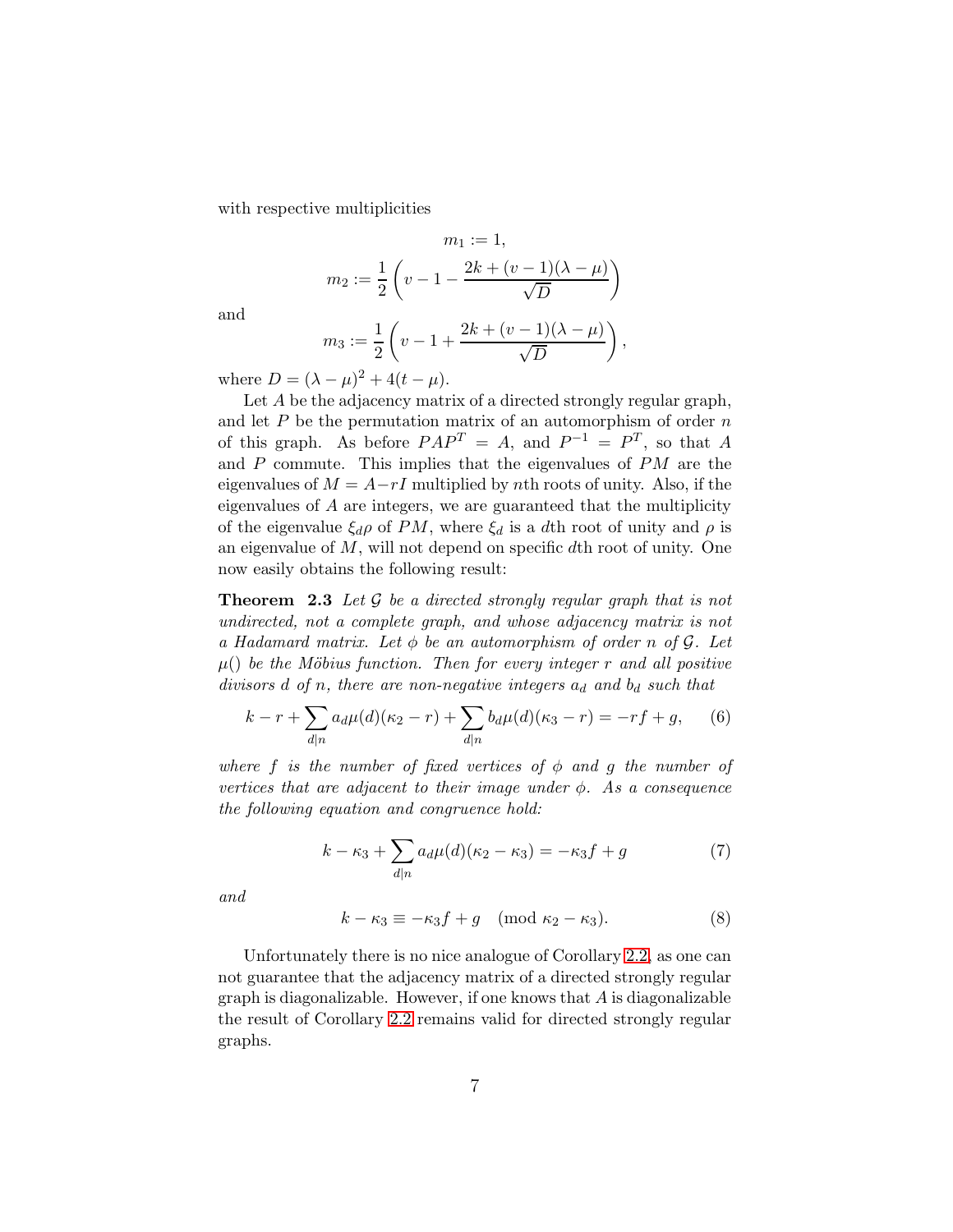with respective multiplicities

$$m_1 := 1,$$

$$m_2 := \frac{1}{2}\left(v - 1 - \frac{2k + (v-1)(\lambda - \mu)}{\sqrt{D}}\right)$$

and

$$m_3 := \frac{1}{2}\left(v - 1 + \frac{2k + (v-1)(\lambda - \mu)}{\sqrt{D}}\right),$$

where $D = (\lambda - \mu)^2 + 4(t - \mu)$.

Let $A$ be the adjacency matrix of a directed strongly regular graph, and let $P$ be the permutation matrix of an automorphism of order $n$ of this graph. As before $PAP^T = A$, and $P^{-1} = P^T$, so that $A$ and $P$ commute. This implies that the eigenvalues of $PM$ are the eigenvalues of $M = A - rI$ multiplied by $n$th roots of unity. Also, if the eigenvalues of $A$ are integers, we are guaranteed that the multiplicity of the eigenvalue $\xi_d \rho$ of $PM$, where $\xi_d$ is a $d$th root of unity and $\rho$ is an eigenvalue of $M$, will not depend on specific $d$th root of unity. One now easily obtains the following result:

**Theorem 2.3** *Let $\mathcal{G}$ be a directed strongly regular graph that is not undirected, not a complete graph, and whose adjacency matrix is not a Hadamard matrix. Let $\phi$ be an automorphism of order $n$ of $\mathcal{G}$. Let $\mu()$ be the Möbius function. Then for every integer $r$ and all positive divisors $d$ of $n$, there are non-negative integers $a_d$ and $b_d$ such that*

$$k - r + \sum_{d|n} a_d \mu(d)(\kappa_2 - r) + \sum_{d|n} b_d \mu(d)(\kappa_3 - r) = -rf + g, \qquad (6)$$

*where $f$ is the number of fixed vertices of $\phi$ and $g$ the number of vertices that are adjacent to their image under $\phi$. As a consequence the following equation and congruence hold:*

$$k - \kappa_3 + \sum_{d|n} a_d \mu(d)(\kappa_2 - \kappa_3) = -\kappa_3 f + g \qquad (7)$$

*and*

$$k - \kappa_3 \equiv -\kappa_3 f + g \pmod{\kappa_2 - \kappa_3}. \qquad (8)$$

Unfortunately there is no nice analogue of Corollary 2.2, as one can not guarantee that the adjacency matrix of a directed strongly regular graph is diagonalizable. However, if one knows that $A$ is diagonalizable the result of Corollary 2.2 remains valid for directed strongly regular graphs.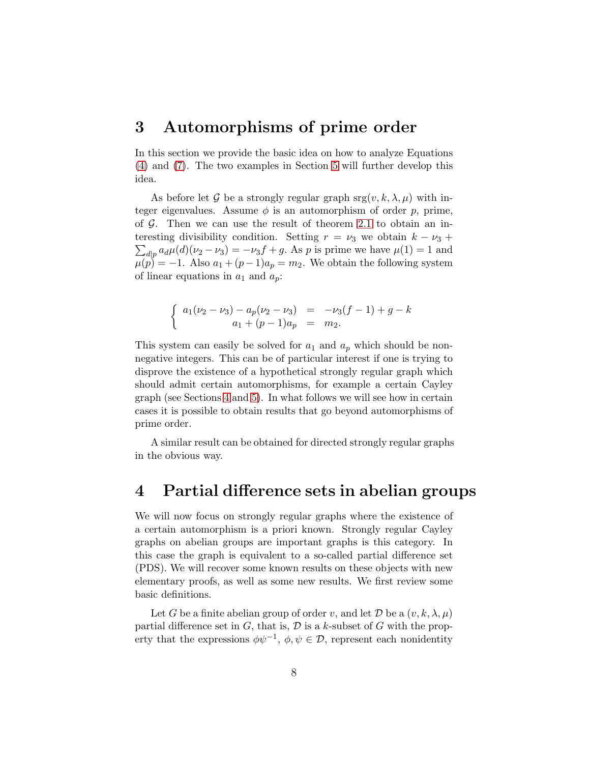## 3 Automorphisms of prime order

In this section we provide the basic idea on how to analyze Equations (4) and (7). The two examples in Section 5 will further develop this idea.

As before let $\mathcal{G}$ be a strongly regular graph $\mathrm{srg}(v, k, \lambda, \mu)$ with integer eigenvalues. Assume $\phi$ is an automorphism of order $p$, prime, of $\mathcal{G}$. Then we can use the result of theorem 2.1 to obtain an interesting divisibility condition. Setting $r = \nu_3$ we obtain $k - \nu_3 + \sum_{d|p} a_d \mu(d)(\nu_2 - \nu_3) = -\nu_3 f + g$. As $p$ is prime we have $\mu(1) = 1$ and $\mu(p) = -1$. Also $a_1 + (p-1)a_p = m_2$. We obtain the following system of linear equations in $a_1$ and $a_p$:

$$\left\{ \begin{array}{rcl} a_1(\nu_2 - \nu_3) - a_p(\nu_2 - \nu_3) & = & -\nu_3(f-1) + g - k \\ a_1 + (p-1)a_p & = & m_2. \end{array} \right.$$

This system can easily be solved for $a_1$ and $a_p$ which should be nonnegative integers. This can be of particular interest if one is trying to disprove the existence of a hypothetical strongly regular graph which should admit certain automorphisms, for example a certain Cayley graph (see Sections 4 and 5). In what follows we will see how in certain cases it is possible to obtain results that go beyond automorphisms of prime order.

A similar result can be obtained for directed strongly regular graphs in the obvious way.

## 4 Partial difference sets in abelian groups

We will now focus on strongly regular graphs where the existence of a certain automorphism is a priori known. Strongly regular Cayley graphs on abelian groups are important graphs is this category. In this case the graph is equivalent to a so-called partial difference set (PDS). We will recover some known results on these objects with new elementary proofs, as well as some new results. We first review some basic definitions.

Let $G$ be a finite abelian group of order $v$, and let $\mathcal{D}$ be a $(v, k, \lambda, \mu)$ partial difference set in $G$, that is, $\mathcal{D}$ is a $k$-subset of $G$ with the property that the expressions $\phi\psi^{-1}$, $\phi, \psi \in \mathcal{D}$, represent each nonidentity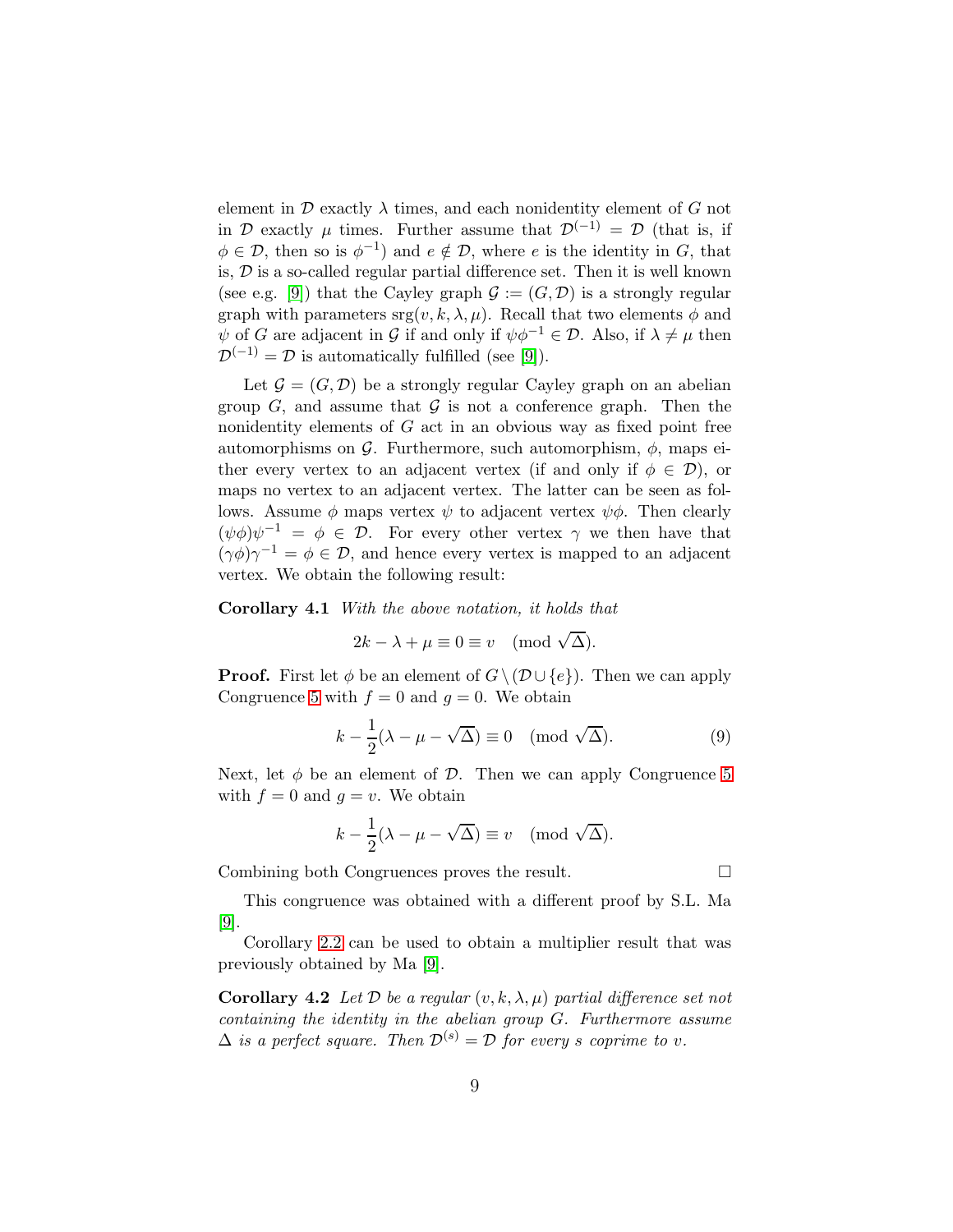element in $\mathcal{D}$ exactly $\lambda$ times, and each nonidentity element of $G$ not in $\mathcal{D}$ exactly $\mu$ times. Further assume that $\mathcal{D}^{(-1)} = \mathcal{D}$ (that is, if $\phi \in \mathcal{D}$, then so is $\phi^{-1}$) and $e \notin \mathcal{D}$, where $e$ is the identity in $G$, that is, $\mathcal{D}$ is a so-called regular partial difference set. Then it is well known (see e.g. [9]) that the Cayley graph $\mathcal{G} := (G, \mathcal{D})$ is a strongly regular graph with parameters $\text{srg}(v, k, \lambda, \mu)$. Recall that two elements $\phi$ and $\psi$ of $G$ are adjacent in $\mathcal{G}$ if and only if $\psi\phi^{-1} \in \mathcal{D}$. Also, if $\lambda \neq \mu$ then $\mathcal{D}^{(-1)} = \mathcal{D}$ is automatically fulfilled (see [9]).

Let $\mathcal{G} = (G, \mathcal{D})$ be a strongly regular Cayley graph on an abelian group $G$, and assume that $\mathcal{G}$ is not a conference graph. Then the nonidentity elements of $G$ act in an obvious way as fixed point free automorphisms on $\mathcal{G}$. Furthermore, such automorphism, $\phi$, maps either every vertex to an adjacent vertex (if and only if $\phi \in \mathcal{D}$), or maps no vertex to an adjacent vertex. The latter can be seen as follows. Assume $\phi$ maps vertex $\psi$ to adjacent vertex $\psi\phi$. Then clearly $(\psi\phi)\psi^{-1} = \phi \in \mathcal{D}$. For every other vertex $\gamma$ we then have that $(\gamma\phi)\gamma^{-1} = \phi \in \mathcal{D}$, and hence every vertex is mapped to an adjacent vertex. We obtain the following result:

**Corollary 4.1** *With the above notation, it holds that*

$$2k - \lambda + \mu \equiv 0 \equiv v \pmod{\sqrt{\Delta}}.$$

**Proof.** First let $\phi$ be an element of $G \setminus (\mathcal{D} \cup \{e\})$. Then we can apply Congruence 5 with $f = 0$ and $g = 0$. We obtain

$$k - \frac{1}{2}(\lambda - \mu - \sqrt{\Delta}) \equiv 0 \pmod{\sqrt{\Delta}}. \tag{9}$$

Next, let $\phi$ be an element of $\mathcal{D}$. Then we can apply Congruence 5 with $f = 0$ and $g = v$. We obtain

$$k - \frac{1}{2}(\lambda - \mu - \sqrt{\Delta}) \equiv v \pmod{\sqrt{\Delta}}.$$

Combining both Congruences proves the result. $\square$

This congruence was obtained with a different proof by S.L. Ma [9].

Corollary 2.2 can be used to obtain a multiplier result that was previously obtained by Ma [9].

**Corollary 4.2** *Let $\mathcal{D}$ be a regular $(v, k, \lambda, \mu)$ partial difference set not containing the identity in the abelian group $G$. Furthermore assume $\Delta$ is a perfect square. Then $\mathcal{D}^{(s)} = \mathcal{D}$ for every $s$ coprime to $v$.*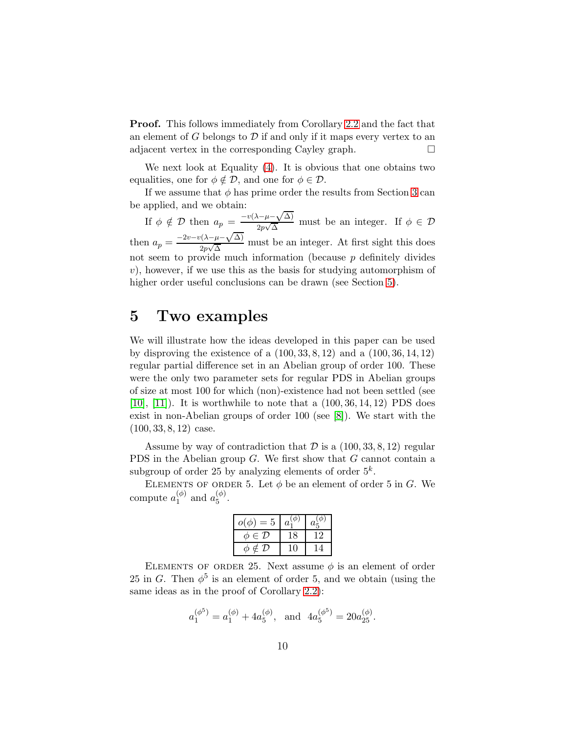**Proof.** This follows immediately from Corollary 2.2 and the fact that an element of $G$ belongs to $\mathcal{D}$ if and only if it maps every vertex to an adjacent vertex in the corresponding Cayley graph. $\square$

We next look at Equality (4). It is obvious that one obtains two equalities, one for $\phi \notin \mathcal{D}$, and one for $\phi \in \mathcal{D}$.

If we assume that $\phi$ has prime order the results from Section 3 can be applied, and we obtain:

If $\phi \notin \mathcal{D}$ then $a_p = \frac{-v(\lambda-\mu-\sqrt{\Delta})}{2p\sqrt{\Delta}}$ must be an integer. If $\phi \in \mathcal{D}$ then $a_p = \frac{-2v-v(\lambda-\mu-\sqrt{\Delta})}{2p\sqrt{\Delta}}$ must be an integer. At first sight this does not seem to provide much information (because $p$ definitely divides $v$), however, if we use this as the basis for studying automorphism of higher order useful conclusions can be drawn (see Section 5).

# 5 Two examples

We will illustrate how the ideas developed in this paper can be used by disproving the existence of a $(100, 33, 8, 12)$ and a $(100, 36, 14, 12)$ regular partial difference set in an Abelian group of order 100. These were the only two parameter sets for regular PDS in Abelian groups of size at most 100 for which (non)-existence had not been settled (see [10], [11]). It is worthwhile to note that a $(100, 36, 14, 12)$ PDS does exist in non-Abelian groups of order 100 (see [8]). We start with the $(100, 33, 8, 12)$ case.

Assume by way of contradiction that $\mathcal{D}$ is a $(100, 33, 8, 12)$ regular PDS in the Abelian group $G$. We first show that $G$ cannot contain a subgroup of order 25 by analyzing elements of order $5^k$.

Elements of order 5. Let $\phi$ be an element of order 5 in $G$. We compute $a_1^{(\phi)}$ and $a_5^{(\phi)}$.

| $o(\phi) = 5$ | $a_1^{(\phi)}$ | $a_5^{(\phi)}$ |
|---|---|---|
| $\phi \in \mathcal{D}$ | 18 | 12 |
| $\phi \notin \mathcal{D}$ | 10 | 14 |

Elements of order 25. Next assume $\phi$ is an element of order 25 in $G$. Then $\phi^5$ is an element of order 5, and we obtain (using the same ideas as in the proof of Corollary 2.2):

$$a_1^{(\phi^5)} = a_1^{(\phi)} + 4a_5^{(\phi)}, \;\; \text{and} \;\; 4a_5^{(\phi^5)} = 20a_{25}^{(\phi)}.$$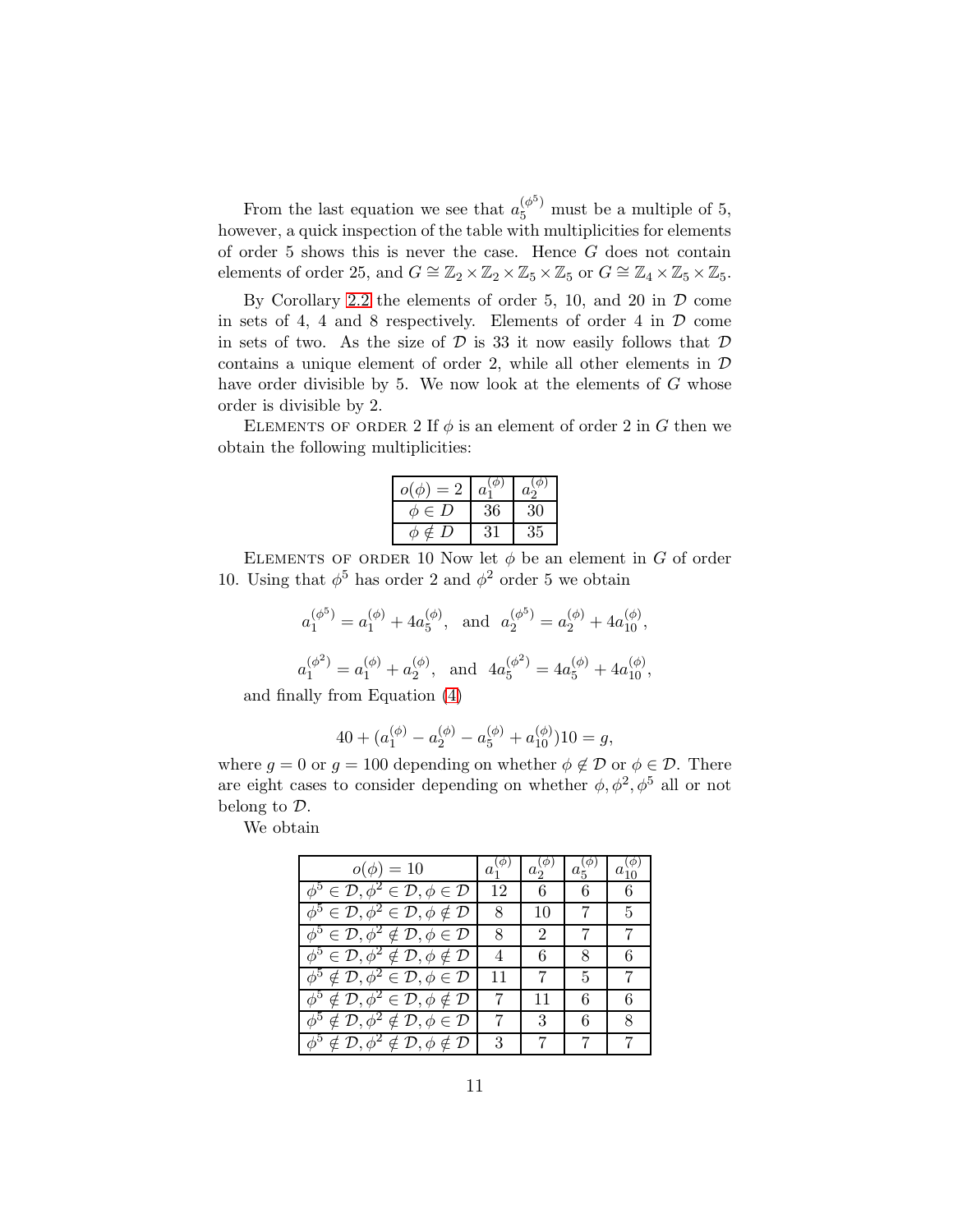From the last equation we see that $a_5^{(\phi^5)}$ must be a multiple of 5, however, a quick inspection of the table with multiplicities for elements of order 5 shows this is never the case. Hence $G$ does not contain elements of order 25, and $G \cong \mathbb{Z}_2 \times \mathbb{Z}_2 \times \mathbb{Z}_5 \times \mathbb{Z}_5$ or $G \cong \mathbb{Z}_4 \times \mathbb{Z}_5 \times \mathbb{Z}_5$.

By Corollary 2.2 the elements of order 5, 10, and 20 in $\mathcal{D}$ come in sets of 4, 4 and 8 respectively. Elements of order 4 in $\mathcal{D}$ come in sets of two. As the size of $\mathcal{D}$ is 33 it now easily follows that $\mathcal{D}$ contains a unique element of order 2, while all other elements in $\mathcal{D}$ have order divisible by 5. We now look at the elements of $G$ whose order is divisible by 2.

Elements of order 2 If $\phi$ is an element of order 2 in $G$ then we obtain the following multiplicities:

| $o(\phi) = 2$ | $a_1^{(\phi)}$ | $a_2^{(\phi)}$ |
|---|---|---|
| $\phi \in D$ | 36 | 30 |
| $\phi \notin D$ | 31 | 35 |

Elements of order 10 Now let $\phi$ be an element in $G$ of order 10. Using that $\phi^5$ has order 2 and $\phi^2$ order 5 we obtain

$$a_1^{(\phi^5)} = a_1^{(\phi)} + 4a_5^{(\phi)}, \text{ and } a_2^{(\phi^5)} = a_2^{(\phi)} + 4a_{10}^{(\phi)},$$

$$a_1^{(\phi^2)} = a_1^{(\phi)} + a_2^{(\phi)}, \text{ and } 4a_5^{(\phi^2)} = 4a_5^{(\phi)} + 4a_{10}^{(\phi)},$$

and finally from Equation (4)

$$40 + (a_1^{(\phi)} - a_2^{(\phi)} - a_5^{(\phi)} + a_{10}^{(\phi)})10 = g,$$

where $g = 0$ or $g = 100$ depending on whether $\phi \notin \mathcal{D}$ or $\phi \in \mathcal{D}$. There are eight cases to consider depending on whether $\phi, \phi^2, \phi^5$ all or not belong to $\mathcal{D}$.

We obtain

| $o(\phi) = 10$ | $a_1^{(\phi)}$ | $a_2^{(\phi)}$ | $a_5^{(\phi)}$ | $a_{10}^{(\phi)}$ |
|---|---|---|---|---|
| $\phi^5 \in \mathcal{D}, \phi^2 \in \mathcal{D}, \phi \in \mathcal{D}$ | 12 | 6 | 6 | 6 |
| $\phi^5 \in \mathcal{D}, \phi^2 \in \mathcal{D}, \phi \notin \mathcal{D}$ | 8 | 10 | 7 | 5 |
| $\phi^5 \in \mathcal{D}, \phi^2 \notin \mathcal{D}, \phi \in \mathcal{D}$ | 8 | 2 | 7 | 7 |
| $\phi^5 \in \mathcal{D}, \phi^2 \notin \mathcal{D}, \phi \notin \mathcal{D}$ | 4 | 6 | 8 | 6 |
| $\phi^5 \notin \mathcal{D}, \phi^2 \in \mathcal{D}, \phi \in \mathcal{D}$ | 11 | 7 | 5 | 7 |
| $\phi^5 \notin \mathcal{D}, \phi^2 \in \mathcal{D}, \phi \notin \mathcal{D}$ | 7 | 11 | 6 | 6 |
| $\phi^5 \notin \mathcal{D}, \phi^2 \notin \mathcal{D}, \phi \in \mathcal{D}$ | 7 | 3 | 6 | 8 |
| $\phi^5 \notin \mathcal{D}, \phi^2 \notin \mathcal{D}, \phi \notin \mathcal{D}$ | 3 | 7 | 7 | 7 |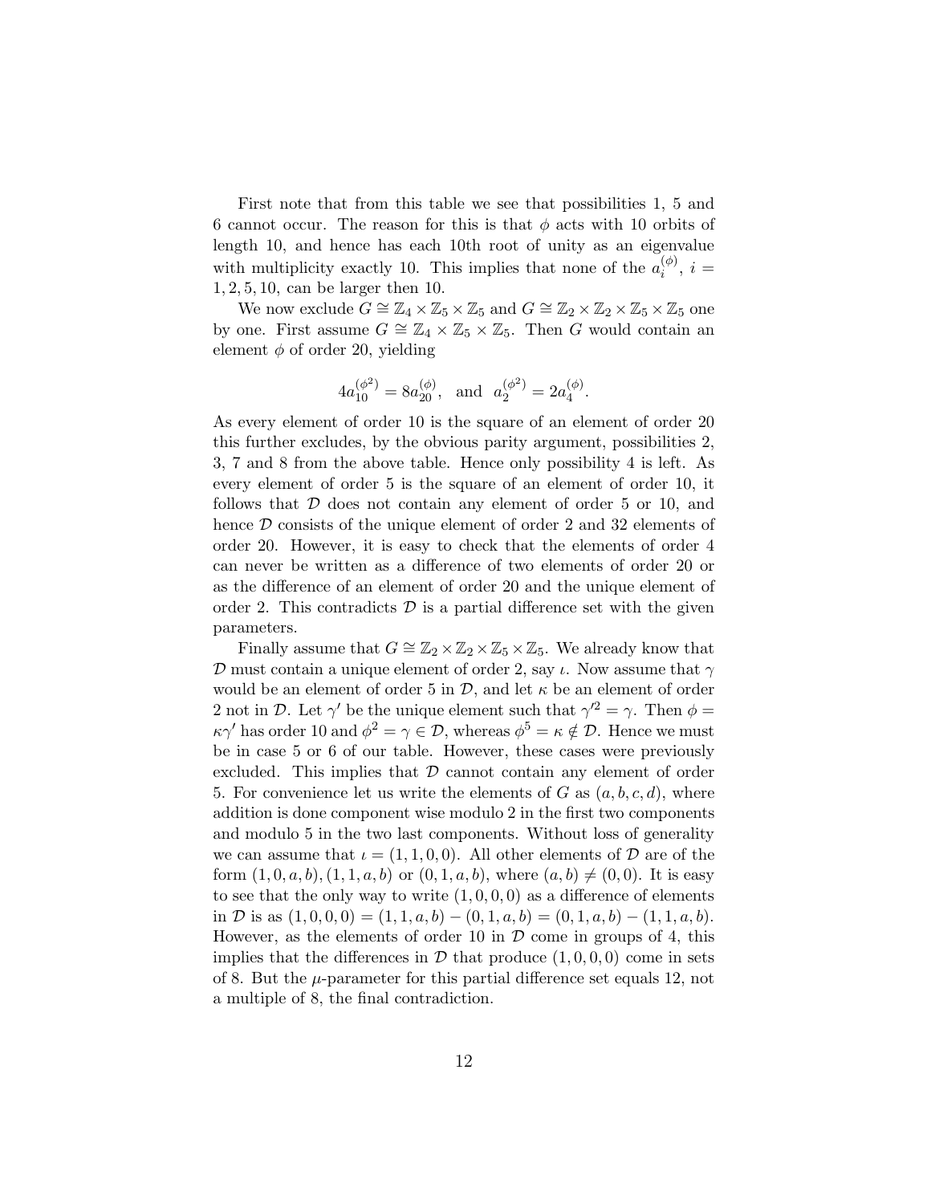First note that from this table we see that possibilities 1, 5 and 6 cannot occur. The reason for this is that $\phi$ acts with 10 orbits of length 10, and hence has each 10th root of unity as an eigenvalue with multiplicity exactly 10. This implies that none of the $a_i^{(\phi)}$, $i = 1, 2, 5, 10$, can be larger then 10.

We now exclude $G \cong \mathbb{Z}_4 \times \mathbb{Z}_5 \times \mathbb{Z}_5$ and $G \cong \mathbb{Z}_2 \times \mathbb{Z}_2 \times \mathbb{Z}_5 \times \mathbb{Z}_5$ one by one. First assume $G \cong \mathbb{Z}_4 \times \mathbb{Z}_5 \times \mathbb{Z}_5$. Then $G$ would contain an element $\phi$ of order 20, yielding

$$4a_{10}^{(\phi^2)} = 8a_{20}^{(\phi)}, \quad \text{and} \quad a_2^{(\phi^2)} = 2a_4^{(\phi)}.$$

As every element of order 10 is the square of an element of order 20 this further excludes, by the obvious parity argument, possibilities 2, 3, 7 and 8 from the above table. Hence only possibility 4 is left. As every element of order 5 is the square of an element of order 10, it follows that $\mathcal{D}$ does not contain any element of order 5 or 10, and hence $\mathcal{D}$ consists of the unique element of order 2 and 32 elements of order 20. However, it is easy to check that the elements of order 4 can never be written as a difference of two elements of order 20 or as the difference of an element of order 20 and the unique element of order 2. This contradicts $\mathcal{D}$ is a partial difference set with the given parameters.

Finally assume that $G \cong \mathbb{Z}_2 \times \mathbb{Z}_2 \times \mathbb{Z}_5 \times \mathbb{Z}_5$. We already know that $\mathcal{D}$ must contain a unique element of order 2, say $\iota$. Now assume that $\gamma$ would be an element of order 5 in $\mathcal{D}$, and let $\kappa$ be an element of order 2 not in $\mathcal{D}$. Let $\gamma'$ be the unique element such that $\gamma'^2 = \gamma$. Then $\phi = \kappa\gamma'$ has order 10 and $\phi^2 = \gamma \in \mathcal{D}$, whereas $\phi^5 = \kappa \notin \mathcal{D}$. Hence we must be in case 5 or 6 of our table. However, these cases were previously excluded. This implies that $\mathcal{D}$ cannot contain any element of order 5. For convenience let us write the elements of $G$ as $(a, b, c, d)$, where addition is done component wise modulo 2 in the first two components and modulo 5 in the two last components. Without loss of generality we can assume that $\iota = (1, 1, 0, 0)$. All other elements of $\mathcal{D}$ are of the form $(1, 0, a, b), (1, 1, a, b)$ or $(0, 1, a, b)$, where $(a, b) \neq (0, 0)$. It is easy to see that the only way to write $(1, 0, 0, 0)$ as a difference of elements in $\mathcal{D}$ is as $(1, 0, 0, 0) = (1, 1, a, b) - (0, 1, a, b) = (0, 1, a, b) - (1, 1, a, b)$. However, as the elements of order 10 in $\mathcal{D}$ come in groups of 4, this implies that the differences in $\mathcal{D}$ that produce $(1, 0, 0, 0)$ come in sets of 8. But the $\mu$-parameter for this partial difference set equals 12, not a multiple of 8, the final contradiction.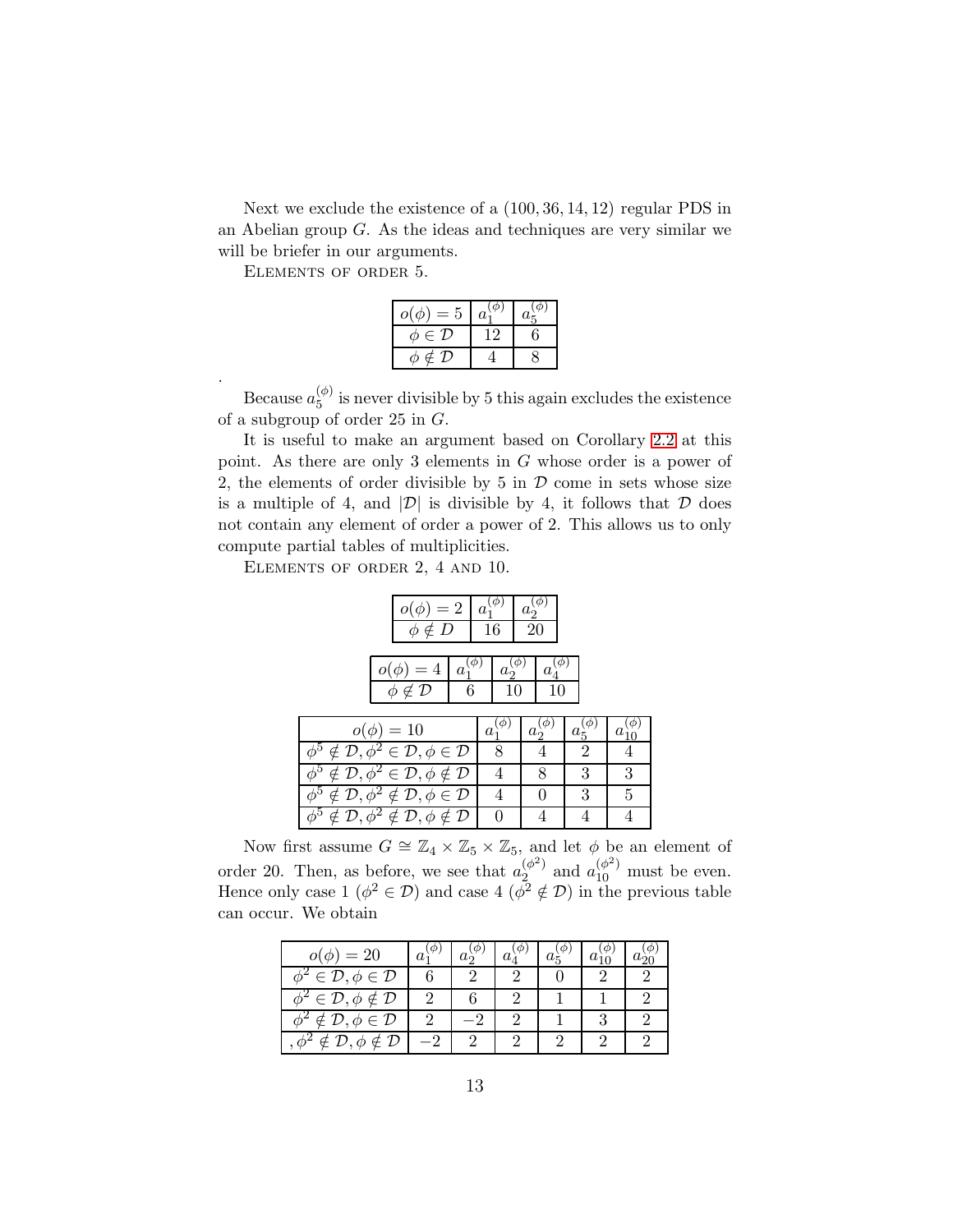Next we exclude the existence of a $(100, 36, 14, 12)$ regular PDS in an Abelian group $G$. As the ideas and techniques are very similar we will be briefer in our arguments.

Elements of order 5.

| $o(\phi) = 5$ | $a_1^{(\phi)}$ | $a_5^{(\phi)}$ |
|---|---|---|
| $\phi \in \mathcal{D}$ | 12 | 6 |
| $\phi \notin \mathcal{D}$ | 4 | 8 |

.

Because $a_5^{(\phi)}$ is never divisible by 5 this again excludes the existence of a subgroup of order 25 in $G$.

It is useful to make an argument based on Corollary 2.2 at this point. As there are only 3 elements in $G$ whose order is a power of 2, the elements of order divisible by 5 in $\mathcal{D}$ come in sets whose size is a multiple of 4, and $|\mathcal{D}|$ is divisible by 4, it follows that $\mathcal{D}$ does not contain any element of order a power of 2. This allows us to only compute partial tables of multiplicities.

Elements of order 2, 4 and 10.

| $o(\phi) = 2$ | $a_1^{(\phi)}$ | $a_2^{(\phi)}$ |
|---|---|---|
| $\phi \notin D$ | 16 | 20 |

| $o(\phi) = 4$ | $a_1^{(\phi)}$ | $a_2^{(\phi)}$ | $a_4^{(\phi)}$ |
|---|---|---|---|
| $\phi \notin \mathcal{D}$ | 6 | 10 | 10 |

| $o(\phi) = 10$ | $a_1^{(\phi)}$ | $a_2^{(\phi)}$ | $a_5^{(\phi)}$ | $a_{10}^{(\phi)}$ |
|---|---|---|---|---|
| $\phi^5 \notin \mathcal{D}, \phi^2 \in \mathcal{D}, \phi \in \mathcal{D}$ | 8 | 4 | 2 | 4 |
| $\phi^5 \notin \mathcal{D}, \phi^2 \in \mathcal{D}, \phi \notin \mathcal{D}$ | 4 | 8 | 3 | 3 |
| $\phi^5 \notin \mathcal{D}, \phi^2 \notin \mathcal{D}, \phi \in \mathcal{D}$ | 4 | 0 | 3 | 5 |
| $\phi^5 \notin \mathcal{D}, \phi^2 \notin \mathcal{D}, \phi \notin \mathcal{D}$ | 0 | 4 | 4 | 4 |

Now first assume $G \cong \mathbb{Z}_4 \times \mathbb{Z}_5 \times \mathbb{Z}_5$, and let $\phi$ be an element of order 20. Then, as before, we see that $a_2^{(\phi^2)}$ and $a_{10}^{(\phi^2)}$ must be even. Hence only case 1 ($\phi^2 \in \mathcal{D}$) and case 4 ($\phi^2 \notin \mathcal{D}$) in the previous table can occur. We obtain

| $o(\phi) = 20$ | $a_1^{(\phi)}$ | $a_2^{(\phi)}$ | $a_4^{(\phi)}$ | $a_5^{(\phi)}$ | $a_{10}^{(\phi)}$ | $a_{20}^{(\phi)}$ |
|---|---|---|---|---|---|---|
| $\phi^2 \in \mathcal{D}, \phi \in \mathcal{D}$ | 6 | 2 | 2 | 0 | 2 | 2 |
| $\phi^2 \in \mathcal{D}, \phi \notin \mathcal{D}$ | 2 | 6 | 2 | 1 | 1 | 2 |
| $\phi^2 \notin \mathcal{D}, \phi \in \mathcal{D}$ | 2 | $-2$ | 2 | 1 | 3 | 2 |
| $, \phi^2 \notin \mathcal{D}, \phi \notin \mathcal{D}$ | $-2$ | 2 | 2 | 2 | 2 | 2 |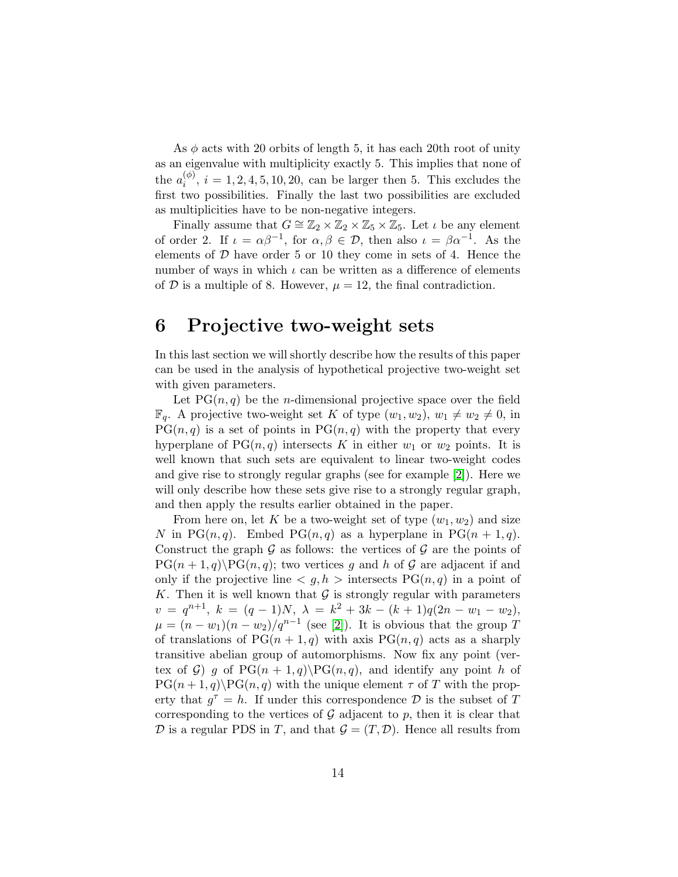As $\phi$ acts with 20 orbits of length 5, it has each 20th root of unity as an eigenvalue with multiplicity exactly 5. This implies that none of the $a_i^{(\phi)}$, $i = 1, 2, 4, 5, 10, 20$, can be larger then 5. This excludes the first two possibilities. Finally the last two possibilities are excluded as multiplicities have to be non-negative integers.

Finally assume that $G \cong \mathbb{Z}_2 \times \mathbb{Z}_2 \times \mathbb{Z}_5 \times \mathbb{Z}_5$. Let $\iota$ be any element of order 2. If $\iota = \alpha\beta^{-1}$, for $\alpha, \beta \in \mathcal{D}$, then also $\iota = \beta\alpha^{-1}$. As the elements of $\mathcal{D}$ have order 5 or 10 they come in sets of 4. Hence the number of ways in which $\iota$ can be written as a difference of elements of $\mathcal{D}$ is a multiple of 8. However, $\mu = 12$, the final contradiction.

# 6 Projective two-weight sets

In this last section we will shortly describe how the results of this paper can be used in the analysis of hypothetical projective two-weight set with given parameters.

Let $\mathrm{PG}(n, q)$ be the $n$-dimensional projective space over the field $\mathbb{F}_q$. A projective two-weight set $K$ of type $(w_1, w_2)$, $w_1 \neq w_2 \neq 0$, in $\mathrm{PG}(n, q)$ is a set of points in $\mathrm{PG}(n, q)$ with the property that every hyperplane of $\mathrm{PG}(n, q)$ intersects $K$ in either $w_1$ or $w_2$ points. It is well known that such sets are equivalent to linear two-weight codes and give rise to strongly regular graphs (see for example [2]). Here we will only describe how these sets give rise to a strongly regular graph, and then apply the results earlier obtained in the paper.

From here on, let $K$ be a two-weight set of type $(w_1, w_2)$ and size $N$ in $\mathrm{PG}(n, q)$. Embed $\mathrm{PG}(n, q)$ as a hyperplane in $\mathrm{PG}(n+1, q)$. Construct the graph $\mathcal{G}$ as follows: the vertices of $\mathcal{G}$ are the points of $\mathrm{PG}(n+1, q) \backslash \mathrm{PG}(n, q)$; two vertices $g$ and $h$ of $\mathcal{G}$ are adjacent if and only if the projective line $< g, h >$ intersects $\mathrm{PG}(n, q)$ in a point of $K$. Then it is well known that $\mathcal{G}$ is strongly regular with parameters $v = q^{n+1}$, $k = (q-1)N$, $\lambda = k^2 + 3k - (k+1)q(2n - w_1 - w_2)$, $\mu = (n - w_1)(n - w_2)/q^{n-1}$ (see [2]). It is obvious that the group $T$ of translations of $\mathrm{PG}(n+1, q)$ with axis $\mathrm{PG}(n, q)$ acts as a sharply transitive abelian group of automorphisms. Now fix any point (vertex of $\mathcal{G}$) $g$ of $\mathrm{PG}(n+1, q) \backslash \mathrm{PG}(n, q)$, and identify any point $h$ of $\mathrm{PG}(n+1, q) \backslash \mathrm{PG}(n, q)$ with the unique element $\tau$ of $T$ with the property that $g^\tau = h$. If under this correspondence $\mathcal{D}$ is the subset of $T$ corresponding to the vertices of $\mathcal{G}$ adjacent to $p$, then it is clear that $\mathcal{D}$ is a regular PDS in $T$, and that $\mathcal{G} = (T, \mathcal{D})$. Hence all results from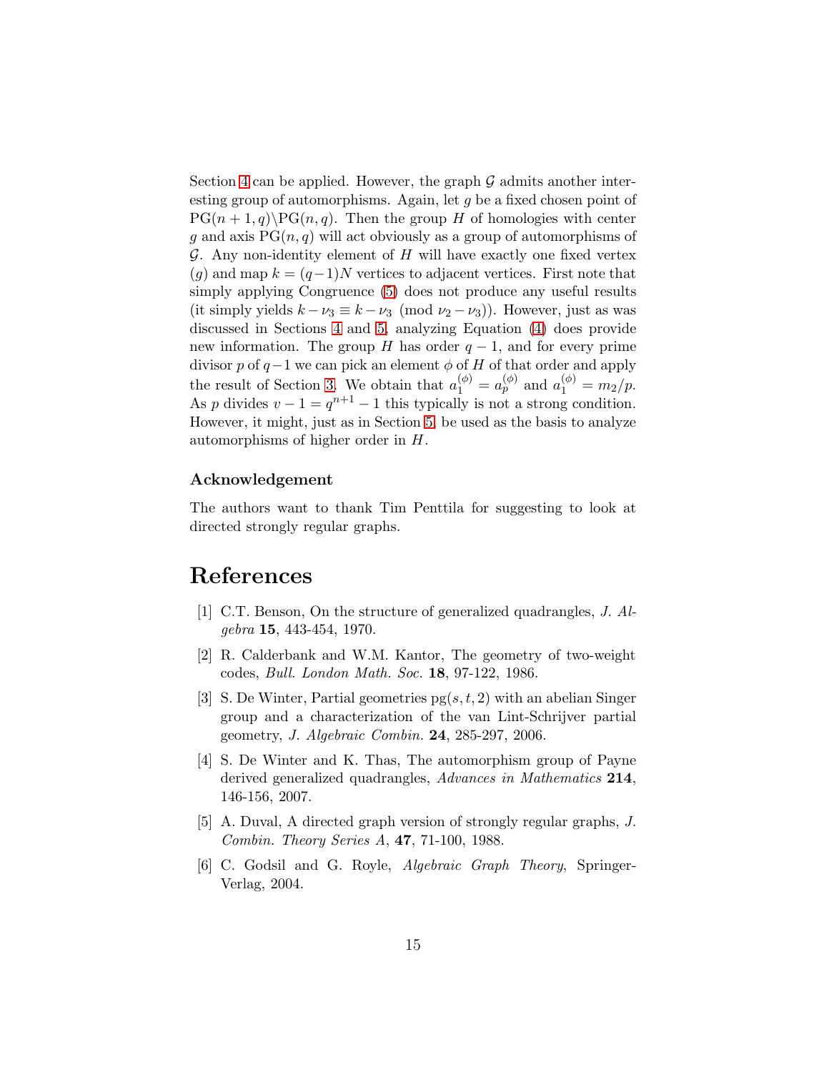Section 4 can be applied. However, the graph $\mathcal{G}$ admits another interesting group of automorphisms. Again, let $g$ be a fixed chosen point of $\mathrm{PG}(n+1,q)\backslash\mathrm{PG}(n,q)$. Then the group $H$ of homologies with center $g$ and axis $\mathrm{PG}(n,q)$ will act obviously as a group of automorphisms of $\mathcal{G}$. Any non-identity element of $H$ will have exactly one fixed vertex ($g$) and map $k=(q-1)N$ vertices to adjacent vertices. First note that simply applying Congruence (5) does not produce any useful results (it simply yields $k-\nu_3 \equiv k-\nu_3 \pmod{\nu_2-\nu_3}$). However, just as was discussed in Sections 4 and 5, analyzing Equation (4) does provide new information. The group $H$ has order $q-1$, and for every prime divisor $p$ of $q-1$ we can pick an element $\phi$ of $H$ of that order and apply the result of Section 3. We obtain that $a_1^{(\phi)} = a_p^{(\phi)}$ and $a_1^{(\phi)} = m_2/p$. As $p$ divides $v-1 = q^{n+1}-1$ this typically is not a strong condition. However, it might, just as in Section 5, be used as the basis to analyze automorphisms of higher order in $H$.

### Acknowledgement

The authors want to thank Tim Penttila for suggesting to look at directed strongly regular graphs.

# References

[1] C.T. Benson, On the structure of generalized quadrangles, *J. Algebra* **15**, 443-454, 1970.

[2] R. Calderbank and W.M. Kantor, The geometry of two-weight codes, *Bull. London Math. Soc.* **18**, 97-122, 1986.

[3] S. De Winter, Partial geometries $\mathrm{pg}(s,t,2)$ with an abelian Singer group and a characterization of the van Lint-Schrijver partial geometry, *J. Algebraic Combin.* **24**, 285-297, 2006.

[4] S. De Winter and K. Thas, The automorphism group of Payne derived generalized quadrangles, *Advances in Mathematics* **214**, 146-156, 2007.

[5] A. Duval, A directed graph version of strongly regular graphs, *J. Combin. Theory Series A*, **47**, 71-100, 1988.

[6] C. Godsil and G. Royle, *Algebraic Graph Theory*, Springer-Verlag, 2004.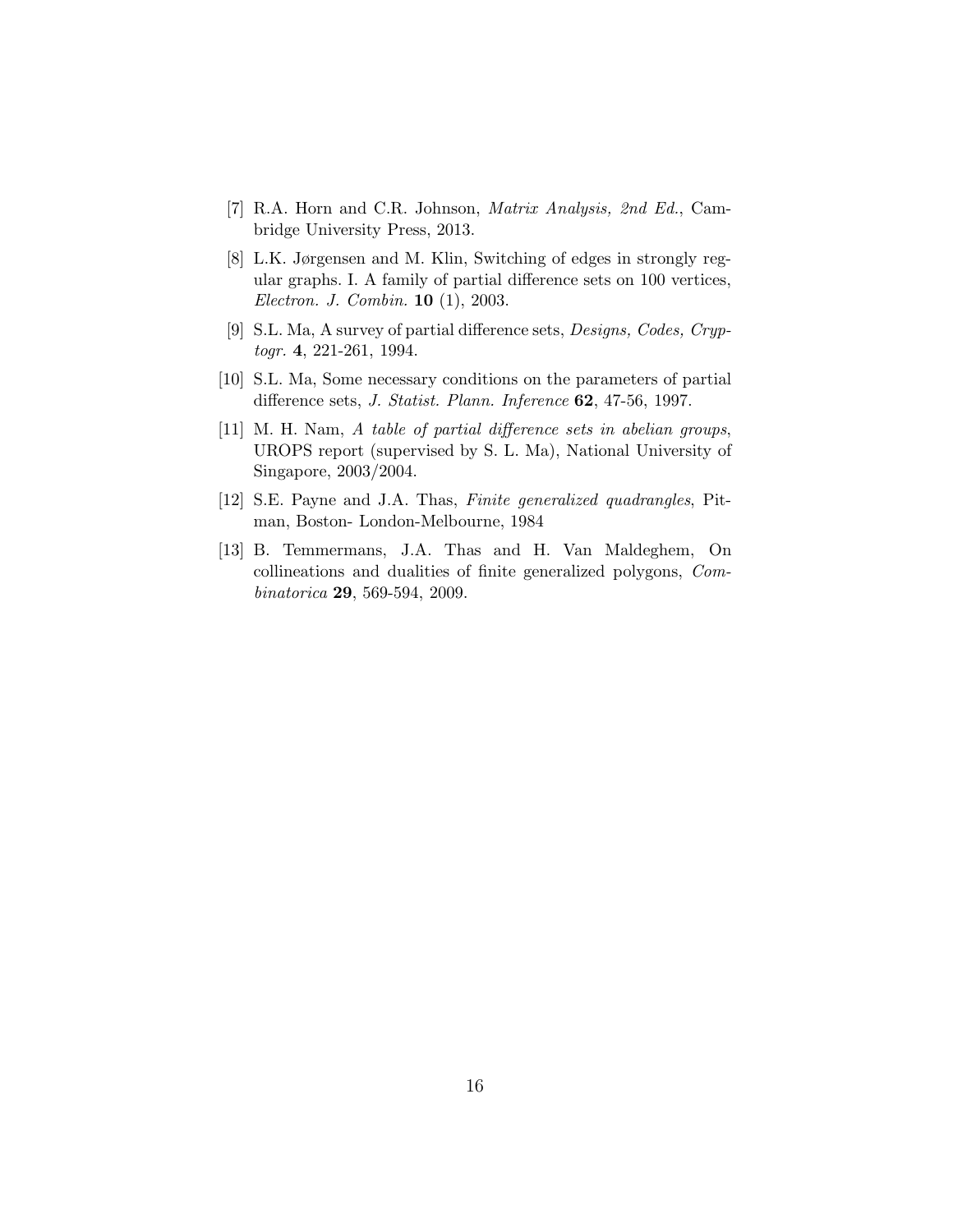[7] R.A. Horn and C.R. Johnson, *Matrix Analysis, 2nd Ed.*, Cambridge University Press, 2013.

[8] L.K. Jørgensen and M. Klin, Switching of edges in strongly regular graphs. I. A family of partial difference sets on 100 vertices, *Electron. J. Combin.* **10** (1), 2003.

[9] S.L. Ma, A survey of partial difference sets, *Designs, Codes, Cryptogr.* **4**, 221-261, 1994.

[10] S.L. Ma, Some necessary conditions on the parameters of partial difference sets, *J. Statist. Plann. Inference* **62**, 47-56, 1997.

[11] M. H. Nam, *A table of partial difference sets in abelian groups*, UROPS report (supervised by S. L. Ma), National University of Singapore, 2003/2004.

[12] S.E. Payne and J.A. Thas, *Finite generalized quadrangles*, Pitman, Boston- London-Melbourne, 1984

[13] B. Temmermans, J.A. Thas and H. Van Maldeghem, On collineations and dualities of finite generalized polygons, *Combinatorica* **29**, 569-594, 2009.